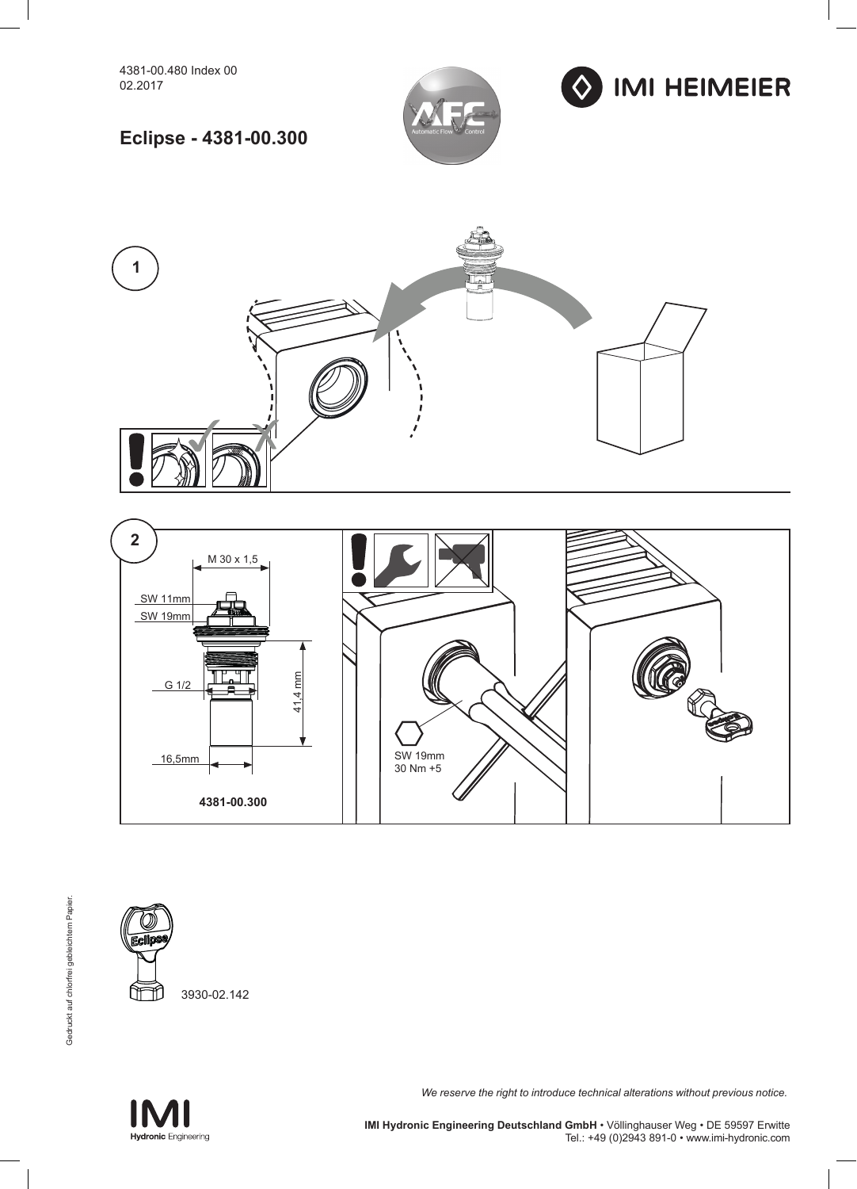4381-00.480 Index 00
02.2017

IMI HEIMEIER

# Eclipse - 4381-00.300

1

2

M 30 x 1,5

SW 11mm

SW 19mm

G 1/2

41,4 mm

16,5mm

**4381-00.300**

SW 19mm
30 Nm +5

3930-02.142

Gedruckt auf chlorfrei gebleichtem Papier.

*We reserve the right to introduce technical alterations without previous notice.*

IMI Hydronic Engineering

**IMI Hydronic Engineering Deutschland GmbH** • Völlinghauser Weg • DE 59597 Erwitte
Tel.: +49 (0)2943 891-0 • www.imi-hydronic.com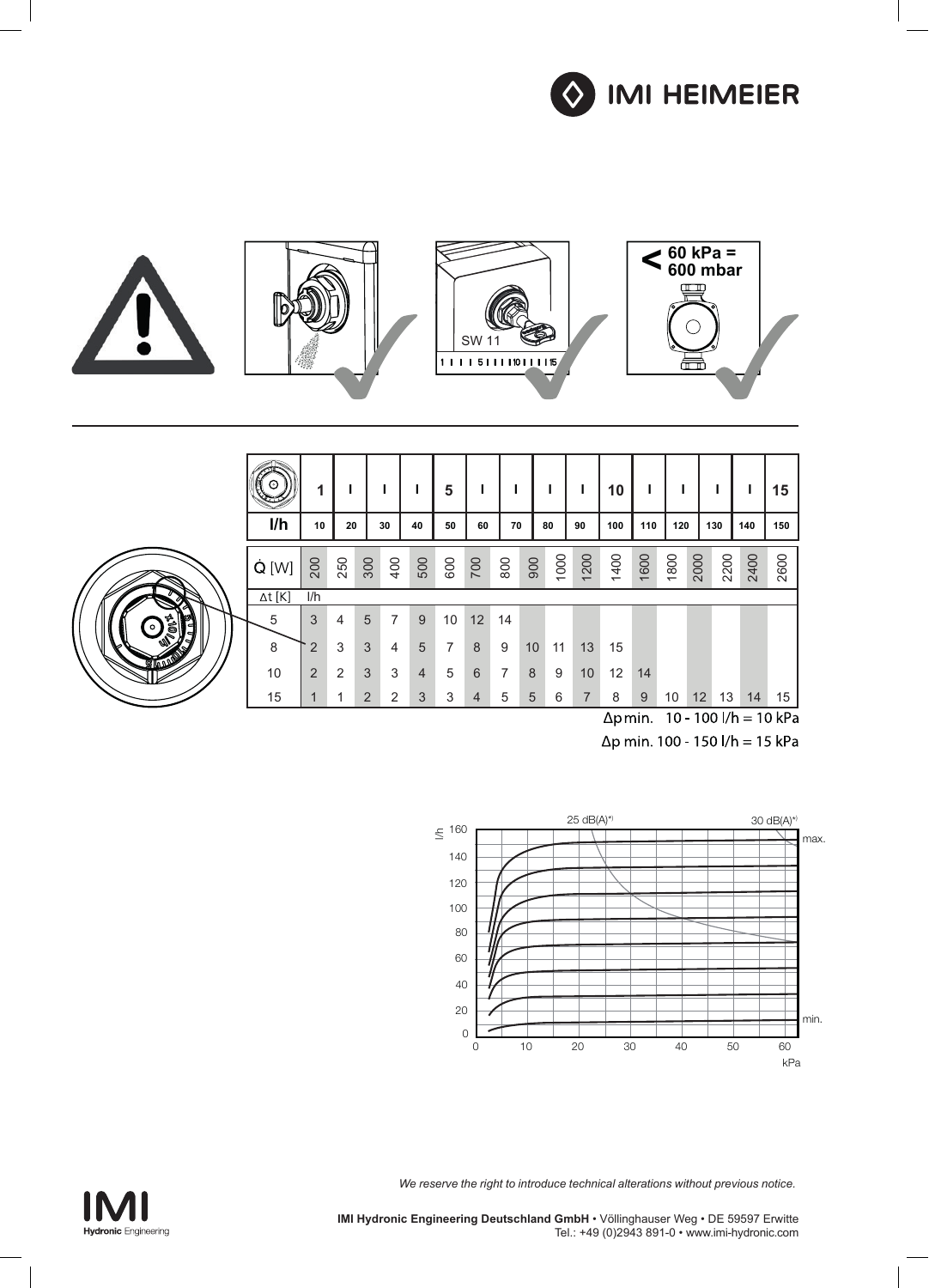IMI HEIMEIER

SW 11

1 | | | 5 | | | | 10 | | | | 15

< 60 kPa = 600 mbar

| | 1 | I | I | I | 5 | I | I | I | I | 10 | I | I | I | I | 15 |
|---|---|---|---|---|---|---|---|---|---|---|---|---|---|---|---|
| l/h | 10 | 20 | 30 | 40 | 50 | 60 | 70 | 80 | 90 | 100 | 110 | 120 | 130 | 140 | 150 |

| $\dot{Q}$ [W] | 200 | 250 | 300 | 400 | 500 | 600 | 700 | 800 | 900 | 1000 | 1200 | 1400 | 1600 | 1800 | 2000 | 2200 | 2400 | 2600 |
|---|---|---|---|---|---|---|---|---|---|---|---|---|---|---|---|---|---|---|
| Δt [K] | l/h | | | | | | | | | | | | | | | | | |
| 5 | 3 | 4 | 5 | 7 | 9 | 10 | 12 | 14 | | | | | | | | | | |
| 8 | 2 | 3 | 3 | 4 | 5 | 7 | 8 | 9 | 10 | 11 | 13 | 15 | | | | | | |
| 10 | 2 | 2 | 3 | 3 | 4 | 5 | 6 | 7 | 8 | 9 | 10 | 12 | 14 | | | | | |
| 15 | 1 | 1 | 2 | 2 | 3 | 3 | 4 | 5 | 5 | 6 | 7 | 8 | 9 | 10 | 12 | 13 | 14 | 15 |

Δp min. 10 - 100 l/h = 10 kPa

Δp min. 100 - 150 l/h = 15 kPa

l/h
160
140
120
100
80
60
40
20
0

0 10 20 30 40 50 60
kPa

25 dB(A)*)
30 dB(A)*)
max.
min.

*We reserve the right to introduce technical alterations without previous notice.*

IMI Hydronic Engineering

**IMI Hydronic Engineering Deutschland GmbH** • Völlinghauser Weg • DE 59597 Erwitte
Tel.: +49 (0)2943 891-0 • www.imi-hydronic.com